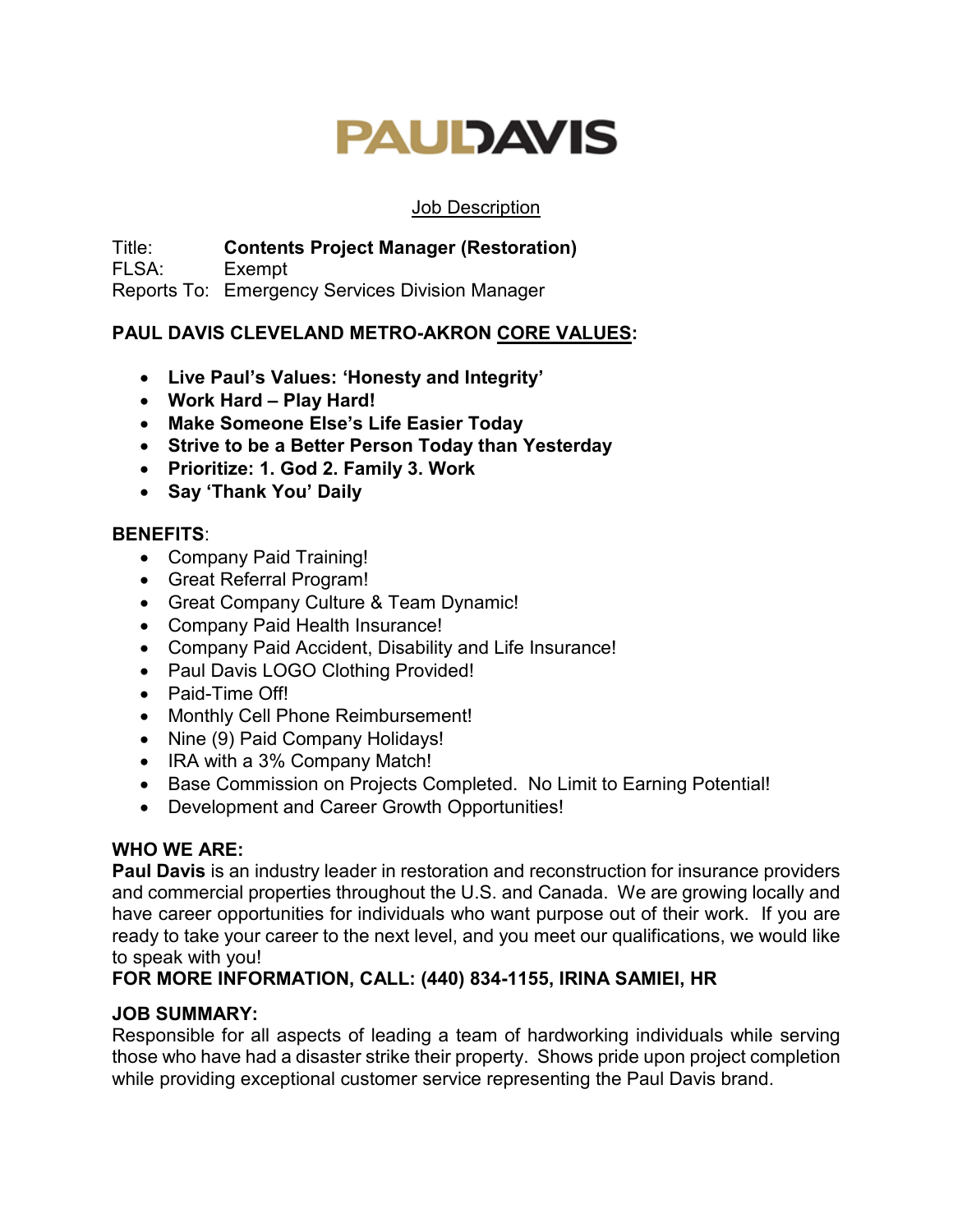# PAULDAVIS

Job Description

Title: **Contents Project Manager (Restoration)**
FLSA: Exempt
Reports To: Emergency Services Division Manager

**PAUL DAVIS CLEVELAND METRO-AKRON CORE VALUES:**

- **Live Paul's Values: 'Honesty and Integrity'**
- **Work Hard – Play Hard!**
- **Make Someone Else's Life Easier Today**
- **Strive to be a Better Person Today than Yesterday**
- **Prioritize: 1. God 2. Family 3. Work**
- **Say 'Thank You' Daily**

**BENEFITS**:

- Company Paid Training!
- Great Referral Program!
- Great Company Culture & Team Dynamic!
- Company Paid Health Insurance!
- Company Paid Accident, Disability and Life Insurance!
- Paul Davis LOGO Clothing Provided!
- Paid-Time Off!
- Monthly Cell Phone Reimbursement!
- Nine (9) Paid Company Holidays!
- IRA with a 3% Company Match!
- Base Commission on Projects Completed. No Limit to Earning Potential!
- Development and Career Growth Opportunities!

**WHO WE ARE:**
**Paul Davis** is an industry leader in restoration and reconstruction for insurance providers and commercial properties throughout the U.S. and Canada. We are growing locally and have career opportunities for individuals who want purpose out of their work. If you are ready to take your career to the next level, and you meet our qualifications, we would like to speak with you!
**FOR MORE INFORMATION, CALL: (440) 834-1155, IRINA SAMIEI, HR**

**JOB SUMMARY:**
Responsible for all aspects of leading a team of hardworking individuals while serving those who have had a disaster strike their property. Shows pride upon project completion while providing exceptional customer service representing the Paul Davis brand.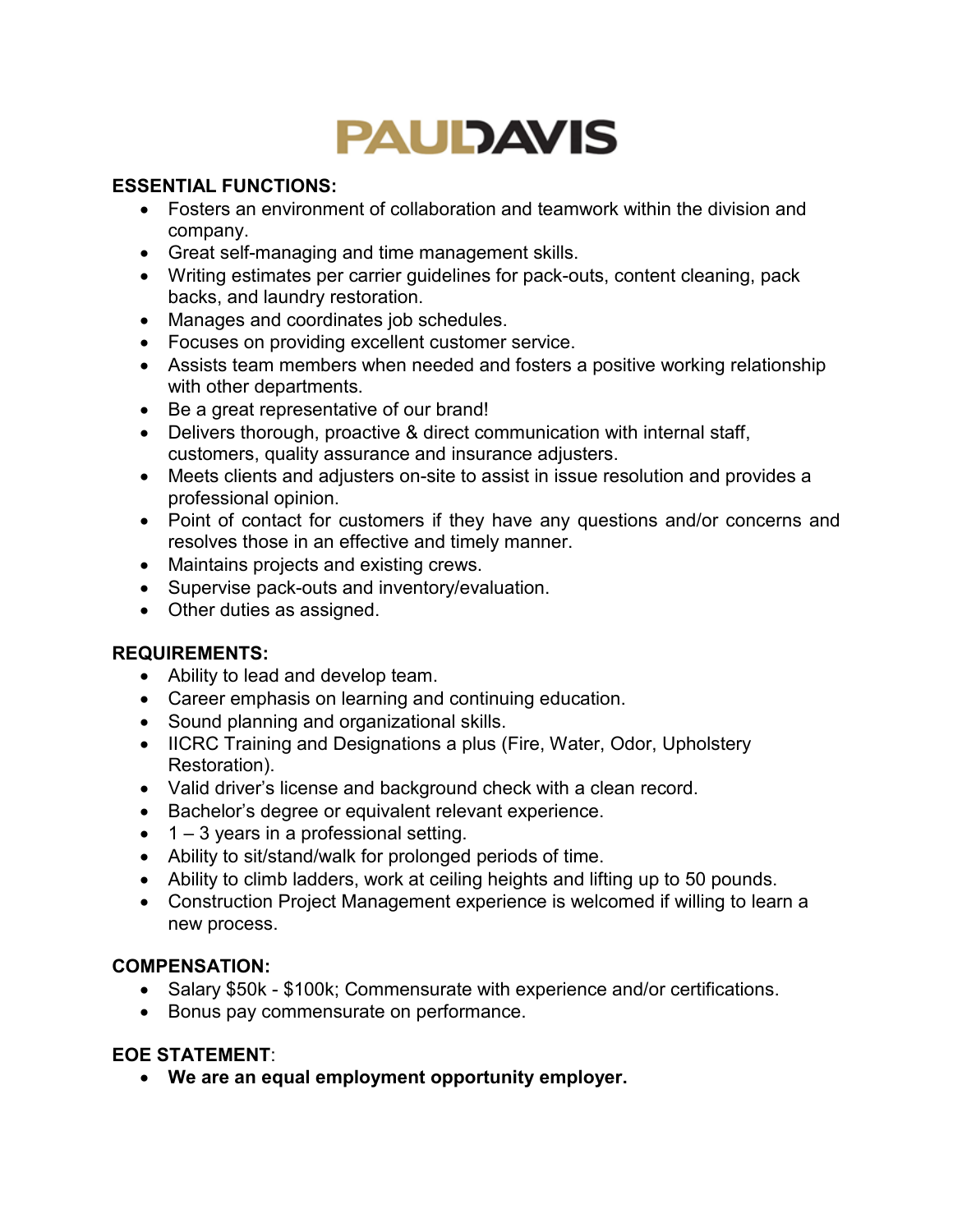# PAULDAVIS

**ESSENTIAL FUNCTIONS:**

- Fosters an environment of collaboration and teamwork within the division and company.
- Great self-managing and time management skills.
- Writing estimates per carrier guidelines for pack-outs, content cleaning, pack backs, and laundry restoration.
- Manages and coordinates job schedules.
- Focuses on providing excellent customer service.
- Assists team members when needed and fosters a positive working relationship with other departments.
- Be a great representative of our brand!
- Delivers thorough, proactive & direct communication with internal staff, customers, quality assurance and insurance adjusters.
- Meets clients and adjusters on-site to assist in issue resolution and provides a professional opinion.
- Point of contact for customers if they have any questions and/or concerns and resolves those in an effective and timely manner.
- Maintains projects and existing crews.
- Supervise pack-outs and inventory/evaluation.
- Other duties as assigned.

**REQUIREMENTS:**

- Ability to lead and develop team.
- Career emphasis on learning and continuing education.
- Sound planning and organizational skills.
- IICRC Training and Designations a plus (Fire, Water, Odor, Upholstery Restoration).
- Valid driver's license and background check with a clean record.
- Bachelor's degree or equivalent relevant experience.
- 1 – 3 years in a professional setting.
- Ability to sit/stand/walk for prolonged periods of time.
- Ability to climb ladders, work at ceiling heights and lifting up to 50 pounds.
- Construction Project Management experience is welcomed if willing to learn a new process.

**COMPENSATION:**

- Salary $50k - $100k; Commensurate with experience and/or certifications.
- Bonus pay commensurate on performance.

**EOE STATEMENT**:

- **We are an equal employment opportunity employer.**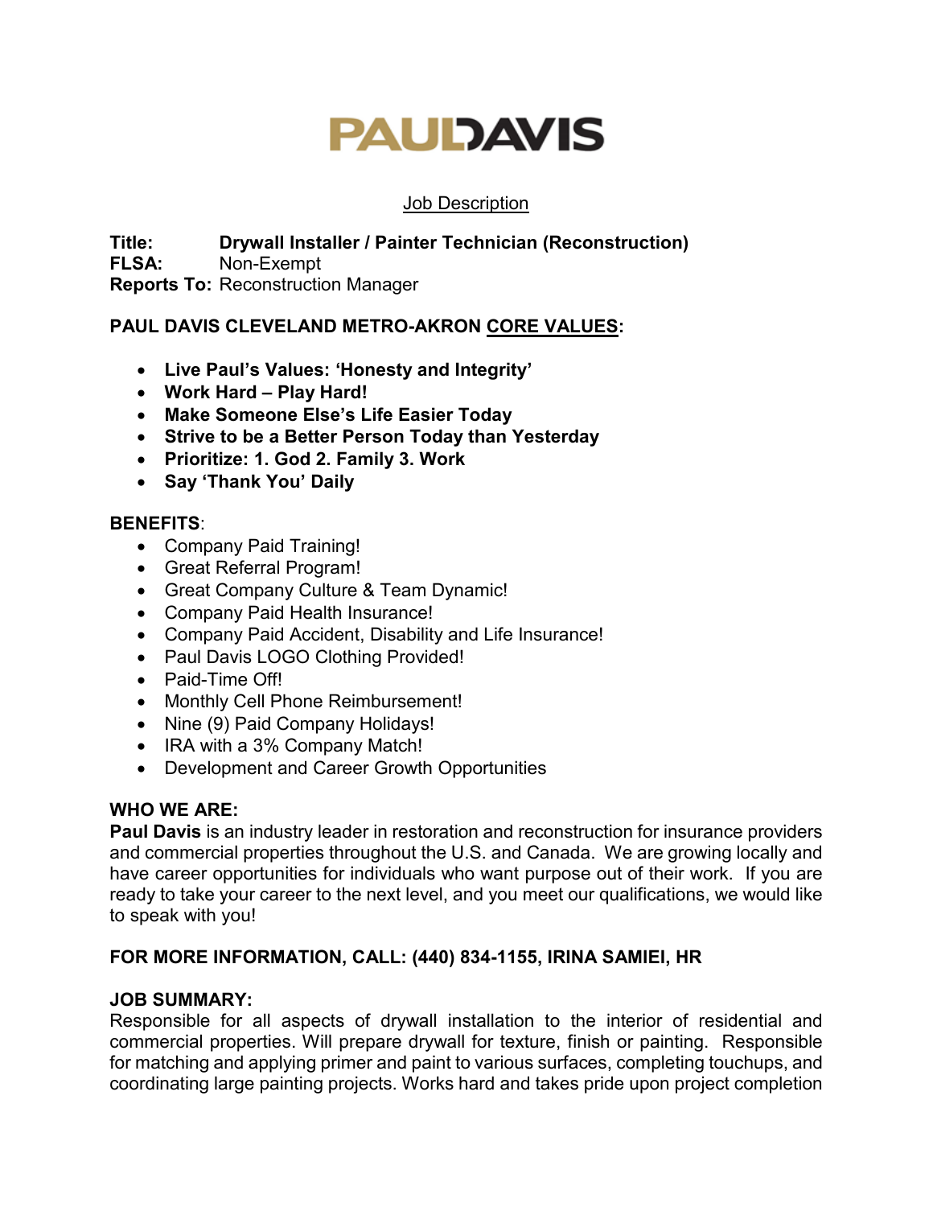# PAULDAVIS

Job Description

**Title:** **Drywall Installer / Painter Technician (Reconstruction)**
**FLSA:** Non-Exempt
**Reports To:** Reconstruction Manager

## PAUL DAVIS CLEVELAND METRO-AKRON CORE VALUES:

- **Live Paul's Values: 'Honesty and Integrity'**
- **Work Hard – Play Hard!**
- **Make Someone Else's Life Easier Today**
- **Strive to be a Better Person Today than Yesterday**
- **Prioritize: 1. God 2. Family 3. Work**
- **Say 'Thank You' Daily**

## BENEFITS:

- Company Paid Training!
- Great Referral Program!
- Great Company Culture & Team Dynamic!
- Company Paid Health Insurance!
- Company Paid Accident, Disability and Life Insurance!
- Paul Davis LOGO Clothing Provided!
- Paid-Time Off!
- Monthly Cell Phone Reimbursement!
- Nine (9) Paid Company Holidays!
- IRA with a 3% Company Match!
- Development and Career Growth Opportunities

## WHO WE ARE:

**Paul Davis** is an industry leader in restoration and reconstruction for insurance providers and commercial properties throughout the U.S. and Canada. We are growing locally and have career opportunities for individuals who want purpose out of their work. If you are ready to take your career to the next level, and you meet our qualifications, we would like to speak with you!

## FOR MORE INFORMATION, CALL: (440) 834-1155, IRINA SAMIEI, HR

## JOB SUMMARY:

Responsible for all aspects of drywall installation to the interior of residential and commercial properties. Will prepare drywall for texture, finish or painting. Responsible for matching and applying primer and paint to various surfaces, completing touchups, and coordinating large painting projects. Works hard and takes pride upon project completion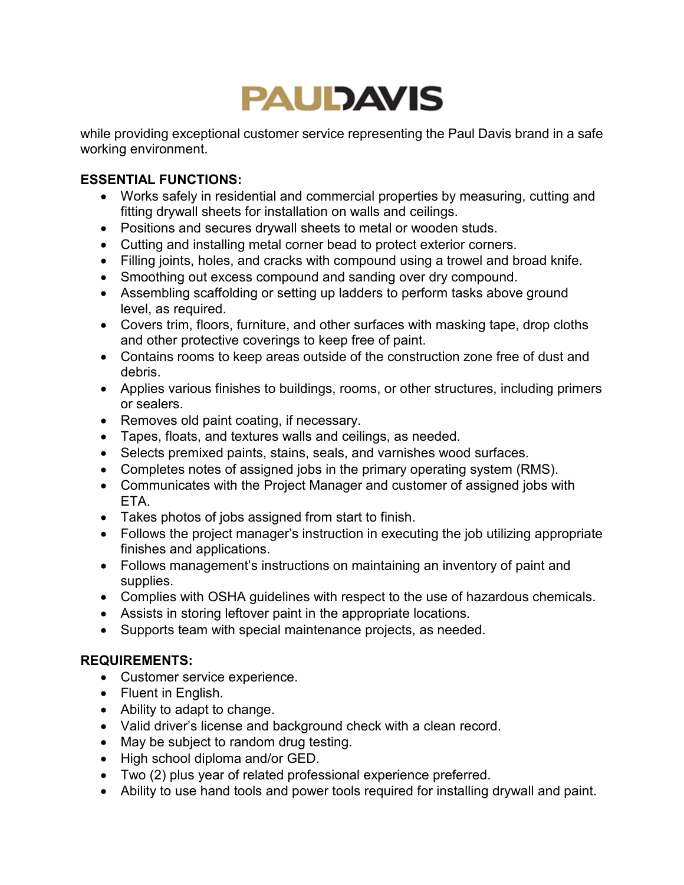while providing exceptional customer service representing the Paul Davis brand in a safe working environment.

**ESSENTIAL FUNCTIONS:**

- Works safely in residential and commercial properties by measuring, cutting and fitting drywall sheets for installation on walls and ceilings.
- Positions and secures drywall sheets to metal or wooden studs.
- Cutting and installing metal corner bead to protect exterior corners.
- Filling joints, holes, and cracks with compound using a trowel and broad knife.
- Smoothing out excess compound and sanding over dry compound.
- Assembling scaffolding or setting up ladders to perform tasks above ground level, as required.
- Covers trim, floors, furniture, and other surfaces with masking tape, drop cloths and other protective coverings to keep free of paint.
- Contains rooms to keep areas outside of the construction zone free of dust and debris.
- Applies various finishes to buildings, rooms, or other structures, including primers or sealers.
- Removes old paint coating, if necessary.
- Tapes, floats, and textures walls and ceilings, as needed.
- Selects premixed paints, stains, seals, and varnishes wood surfaces.
- Completes notes of assigned jobs in the primary operating system (RMS).
- Communicates with the Project Manager and customer of assigned jobs with ETA.
- Takes photos of jobs assigned from start to finish.
- Follows the project manager's instruction in executing the job utilizing appropriate finishes and applications.
- Follows management's instructions on maintaining an inventory of paint and supplies.
- Complies with OSHA guidelines with respect to the use of hazardous chemicals.
- Assists in storing leftover paint in the appropriate locations.
- Supports team with special maintenance projects, as needed.

**REQUIREMENTS:**

- Customer service experience.
- Fluent in English.
- Ability to adapt to change.
- Valid driver's license and background check with a clean record.
- May be subject to random drug testing.
- High school diploma and/or GED.
- Two (2) plus year of related professional experience preferred.
- Ability to use hand tools and power tools required for installing drywall and paint.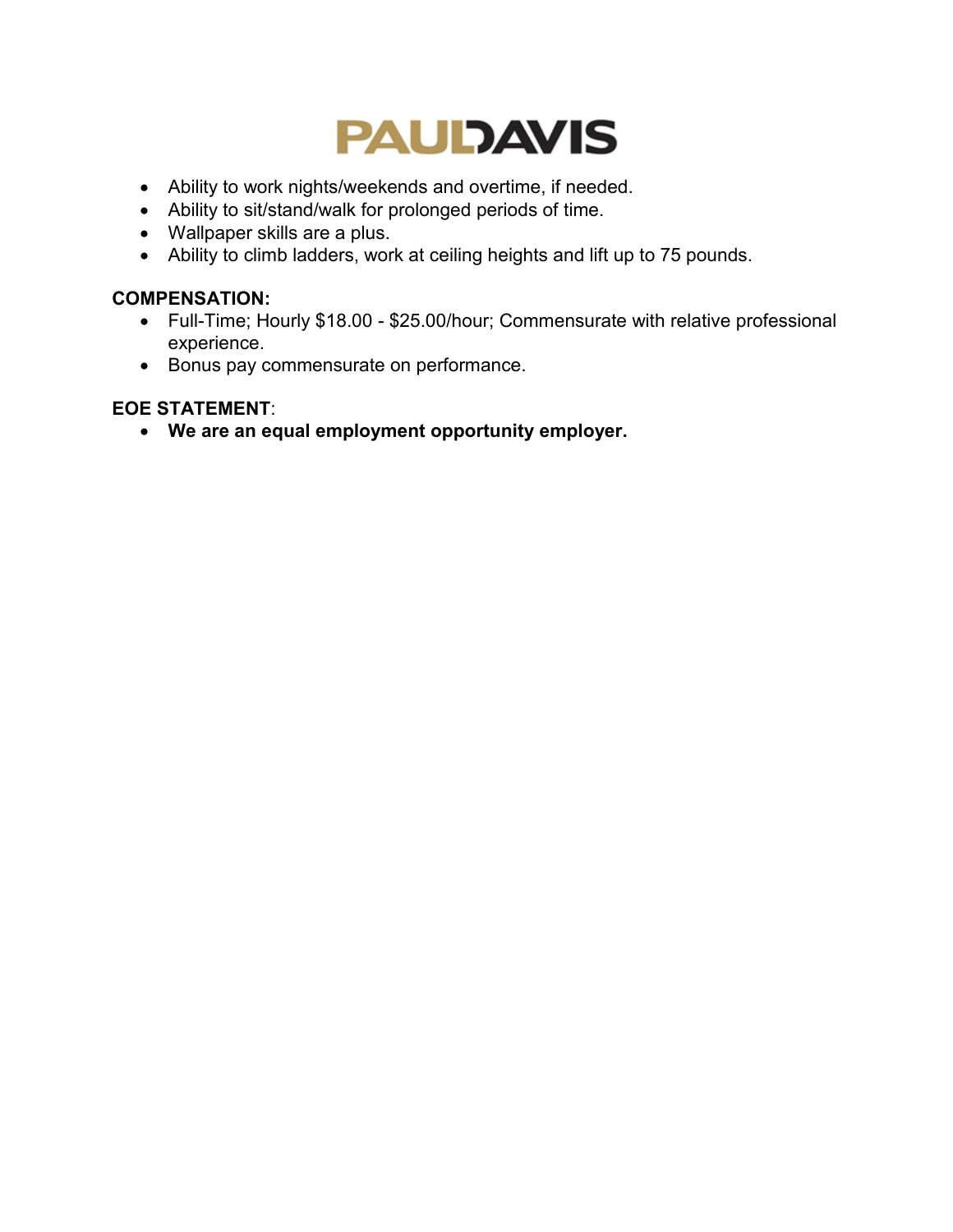- Ability to work nights/weekends and overtime, if needed.
- Ability to sit/stand/walk for prolonged periods of time.
- Wallpaper skills are a plus.
- Ability to climb ladders, work at ceiling heights and lift up to 75 pounds.

**COMPENSATION:**

- Full-Time; Hourly $18.00 - $25.00/hour; Commensurate with relative professional experience.
- Bonus pay commensurate on performance.

**EOE STATEMENT**:

- **We are an equal employment opportunity employer.**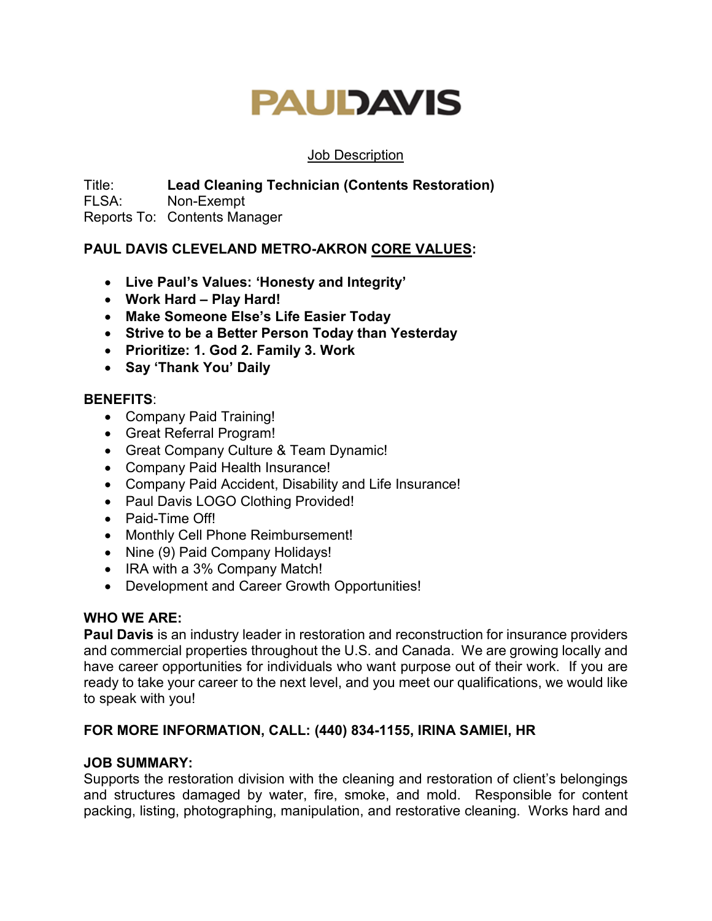# PAULDAVIS

Job Description

Title: **Lead Cleaning Technician (Contents Restoration)**
FLSA: Non-Exempt
Reports To: Contents Manager

**PAUL DAVIS CLEVELAND METRO-AKRON CORE VALUES:**

- **Live Paul's Values: 'Honesty and Integrity'**
- **Work Hard – Play Hard!**
- **Make Someone Else's Life Easier Today**
- **Strive to be a Better Person Today than Yesterday**
- **Prioritize: 1. God 2. Family 3. Work**
- **Say 'Thank You' Daily**

**BENEFITS**:

- Company Paid Training!
- Great Referral Program!
- Great Company Culture & Team Dynamic!
- Company Paid Health Insurance!
- Company Paid Accident, Disability and Life Insurance!
- Paul Davis LOGO Clothing Provided!
- Paid-Time Off!
- Monthly Cell Phone Reimbursement!
- Nine (9) Paid Company Holidays!
- IRA with a 3% Company Match!
- Development and Career Growth Opportunities!

**WHO WE ARE:**
**Paul Davis** is an industry leader in restoration and reconstruction for insurance providers and commercial properties throughout the U.S. and Canada. We are growing locally and have career opportunities for individuals who want purpose out of their work. If you are ready to take your career to the next level, and you meet our qualifications, we would like to speak with you!

**FOR MORE INFORMATION, CALL: (440) 834-1155, IRINA SAMIEI, HR**

**JOB SUMMARY:**
Supports the restoration division with the cleaning and restoration of client's belongings and structures damaged by water, fire, smoke, and mold. Responsible for content packing, listing, photographing, manipulation, and restorative cleaning. Works hard and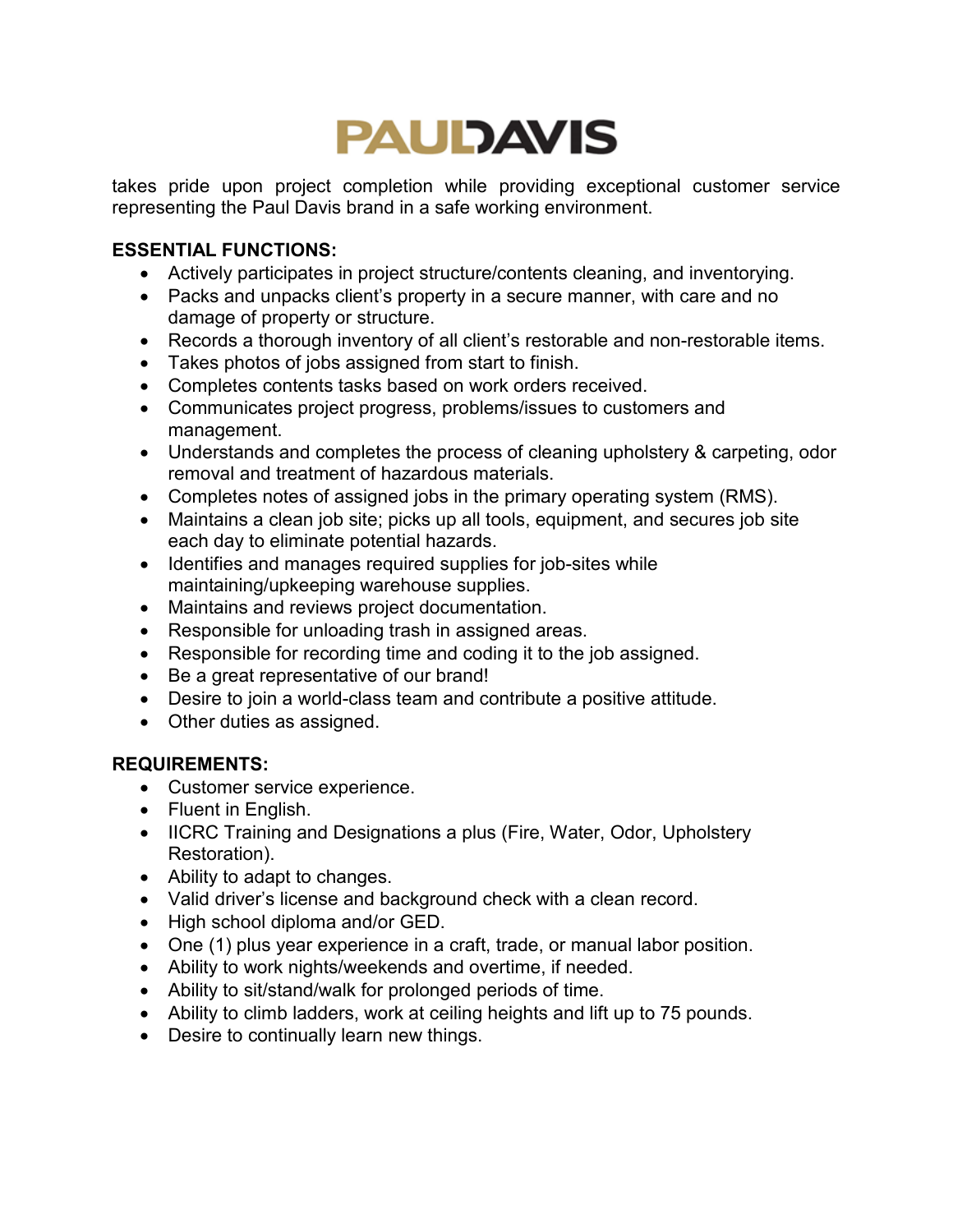takes pride upon project completion while providing exceptional customer service representing the Paul Davis brand in a safe working environment.

**ESSENTIAL FUNCTIONS:**

- Actively participates in project structure/contents cleaning, and inventorying.
- Packs and unpacks client's property in a secure manner, with care and no damage of property or structure.
- Records a thorough inventory of all client's restorable and non-restorable items.
- Takes photos of jobs assigned from start to finish.
- Completes contents tasks based on work orders received.
- Communicates project progress, problems/issues to customers and management.
- Understands and completes the process of cleaning upholstery & carpeting, odor removal and treatment of hazardous materials.
- Completes notes of assigned jobs in the primary operating system (RMS).
- Maintains a clean job site; picks up all tools, equipment, and secures job site each day to eliminate potential hazards.
- Identifies and manages required supplies for job-sites while maintaining/upkeeping warehouse supplies.
- Maintains and reviews project documentation.
- Responsible for unloading trash in assigned areas.
- Responsible for recording time and coding it to the job assigned.
- Be a great representative of our brand!
- Desire to join a world-class team and contribute a positive attitude.
- Other duties as assigned.

**REQUIREMENTS:**

- Customer service experience.
- Fluent in English.
- IICRC Training and Designations a plus (Fire, Water, Odor, Upholstery Restoration).
- Ability to adapt to changes.
- Valid driver's license and background check with a clean record.
- High school diploma and/or GED.
- One (1) plus year experience in a craft, trade, or manual labor position.
- Ability to work nights/weekends and overtime, if needed.
- Ability to sit/stand/walk for prolonged periods of time.
- Ability to climb ladders, work at ceiling heights and lift up to 75 pounds.
- Desire to continually learn new things.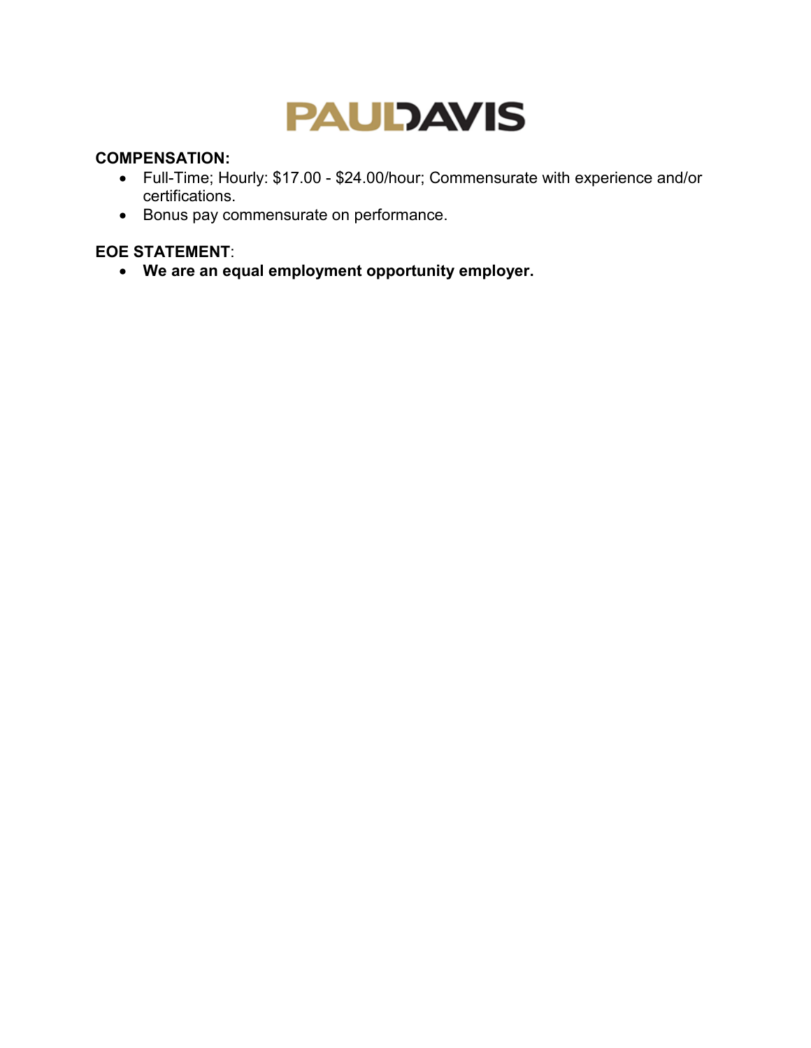**PAULDAVIS**

**COMPENSATION:**

- Full-Time; Hourly: $17.00 - $24.00/hour; Commensurate with experience and/or certifications.
- Bonus pay commensurate on performance.

**EOE STATEMENT**:

- **We are an equal employment opportunity employer.**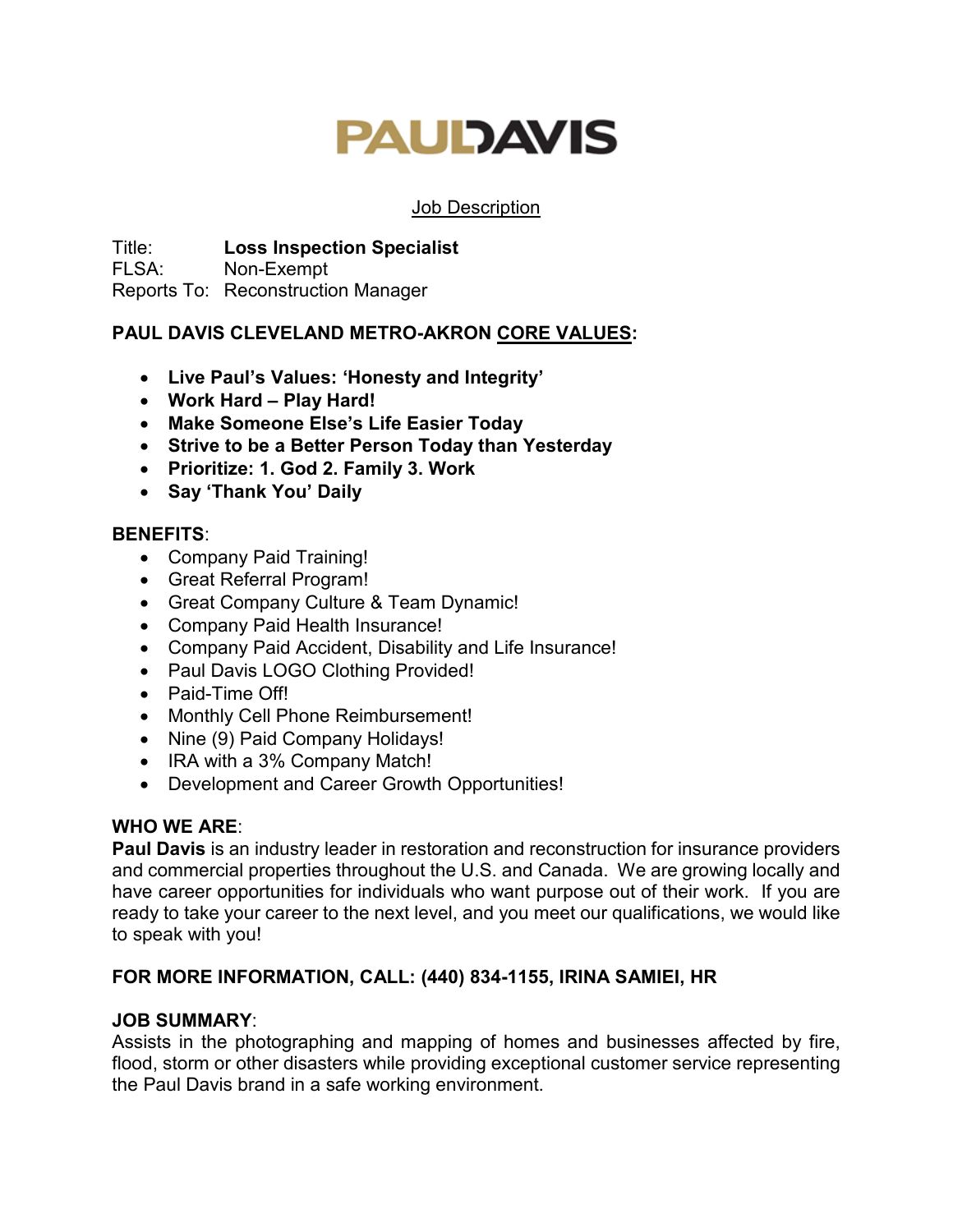PAULDAVIS

Job Description

Title: **Loss Inspection Specialist**
FLSA: Non-Exempt
Reports To: Reconstruction Manager

**PAUL DAVIS CLEVELAND METRO-AKRON CORE VALUES:**

- **Live Paul's Values: 'Honesty and Integrity'**
- **Work Hard – Play Hard!**
- **Make Someone Else's Life Easier Today**
- **Strive to be a Better Person Today than Yesterday**
- **Prioritize: 1. God 2. Family 3. Work**
- **Say 'Thank You' Daily**

**BENEFITS**:

- Company Paid Training!
- Great Referral Program!
- Great Company Culture & Team Dynamic!
- Company Paid Health Insurance!
- Company Paid Accident, Disability and Life Insurance!
- Paul Davis LOGO Clothing Provided!
- Paid-Time Off!
- Monthly Cell Phone Reimbursement!
- Nine (9) Paid Company Holidays!
- IRA with a 3% Company Match!
- Development and Career Growth Opportunities!

**WHO WE ARE**:
**Paul Davis** is an industry leader in restoration and reconstruction for insurance providers and commercial properties throughout the U.S. and Canada. We are growing locally and have career opportunities for individuals who want purpose out of their work. If you are ready to take your career to the next level, and you meet our qualifications, we would like to speak with you!

**FOR MORE INFORMATION, CALL: (440) 834-1155, IRINA SAMIEI, HR**

**JOB SUMMARY**:
Assists in the photographing and mapping of homes and businesses affected by fire, flood, storm or other disasters while providing exceptional customer service representing the Paul Davis brand in a safe working environment.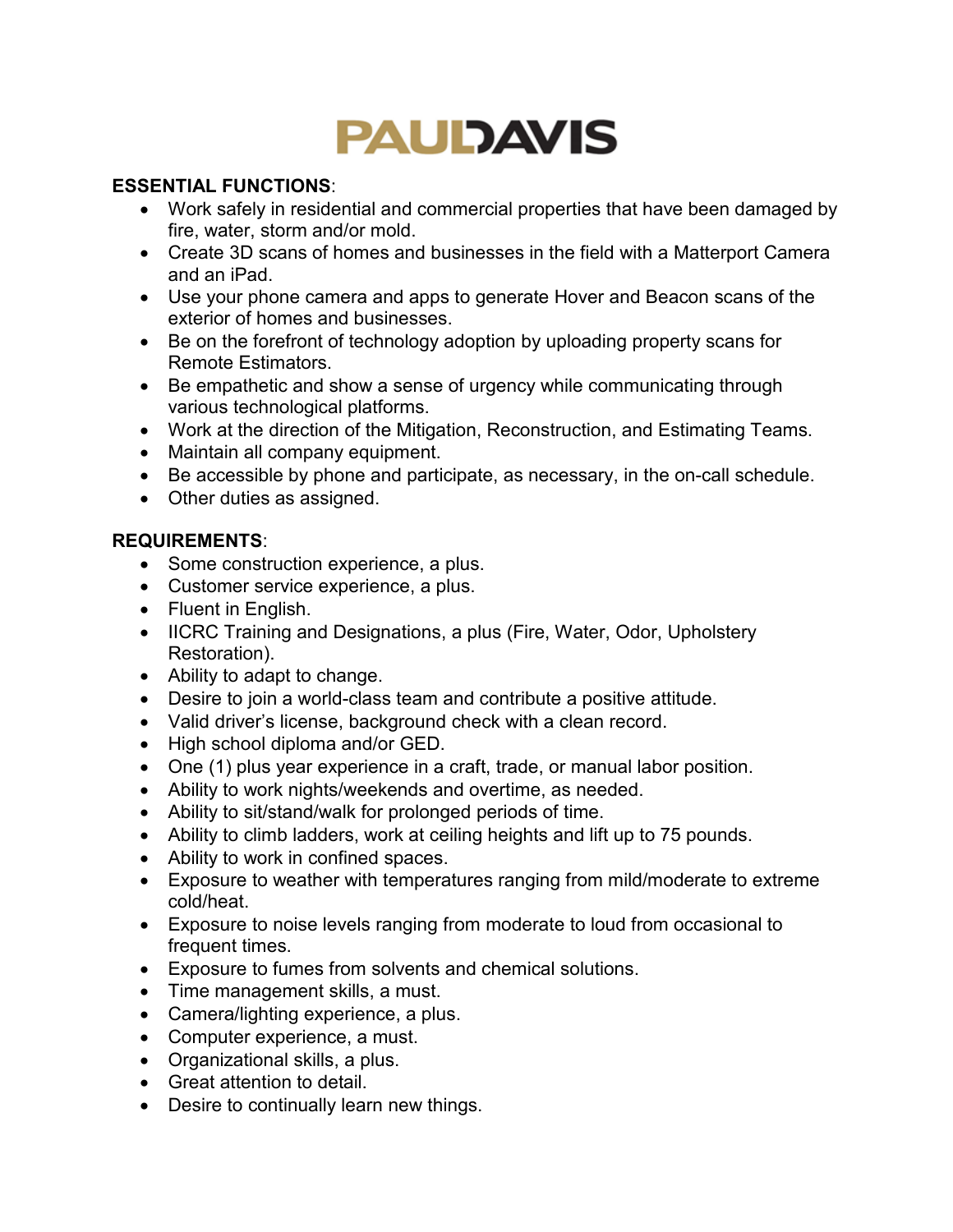PAULDAVIS

**ESSENTIAL FUNCTIONS**:

- Work safely in residential and commercial properties that have been damaged by fire, water, storm and/or mold.
- Create 3D scans of homes and businesses in the field with a Matterport Camera and an iPad.
- Use your phone camera and apps to generate Hover and Beacon scans of the exterior of homes and businesses.
- Be on the forefront of technology adoption by uploading property scans for Remote Estimators.
- Be empathetic and show a sense of urgency while communicating through various technological platforms.
- Work at the direction of the Mitigation, Reconstruction, and Estimating Teams.
- Maintain all company equipment.
- Be accessible by phone and participate, as necessary, in the on-call schedule.
- Other duties as assigned.

**REQUIREMENTS**:

- Some construction experience, a plus.
- Customer service experience, a plus.
- Fluent in English.
- IICRC Training and Designations, a plus (Fire, Water, Odor, Upholstery Restoration).
- Ability to adapt to change.
- Desire to join a world-class team and contribute a positive attitude.
- Valid driver's license, background check with a clean record.
- High school diploma and/or GED.
- One (1) plus year experience in a craft, trade, or manual labor position.
- Ability to work nights/weekends and overtime, as needed.
- Ability to sit/stand/walk for prolonged periods of time.
- Ability to climb ladders, work at ceiling heights and lift up to 75 pounds.
- Ability to work in confined spaces.
- Exposure to weather with temperatures ranging from mild/moderate to extreme cold/heat.
- Exposure to noise levels ranging from moderate to loud from occasional to frequent times.
- Exposure to fumes from solvents and chemical solutions.
- Time management skills, a must.
- Camera/lighting experience, a plus.
- Computer experience, a must.
- Organizational skills, a plus.
- Great attention to detail.
- Desire to continually learn new things.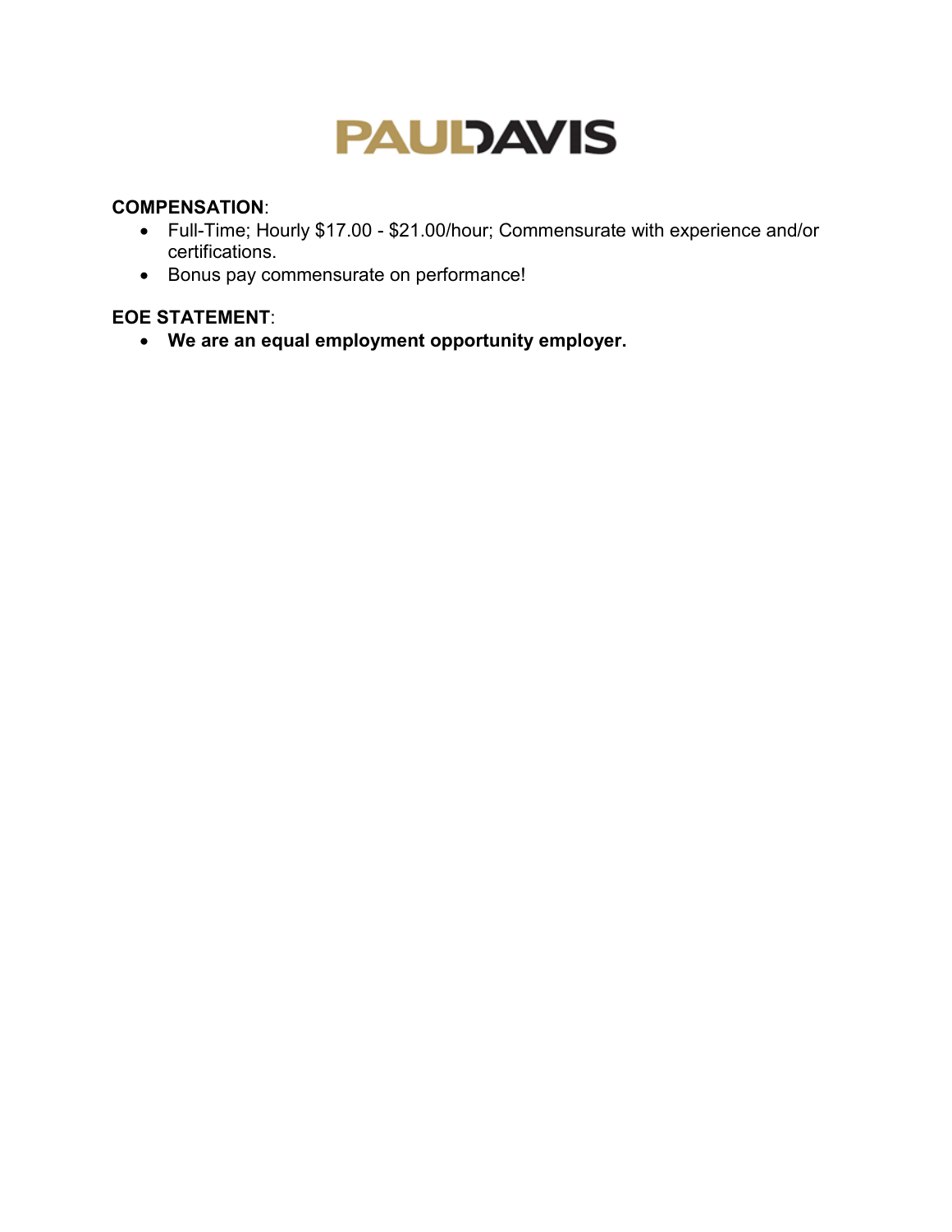PAULDAVIS

**COMPENSATION**:

- Full-Time; Hourly $17.00 - $21.00/hour; Commensurate with experience and/or certifications.
- Bonus pay commensurate on performance!

**EOE STATEMENT**:

- **We are an equal employment opportunity employer.**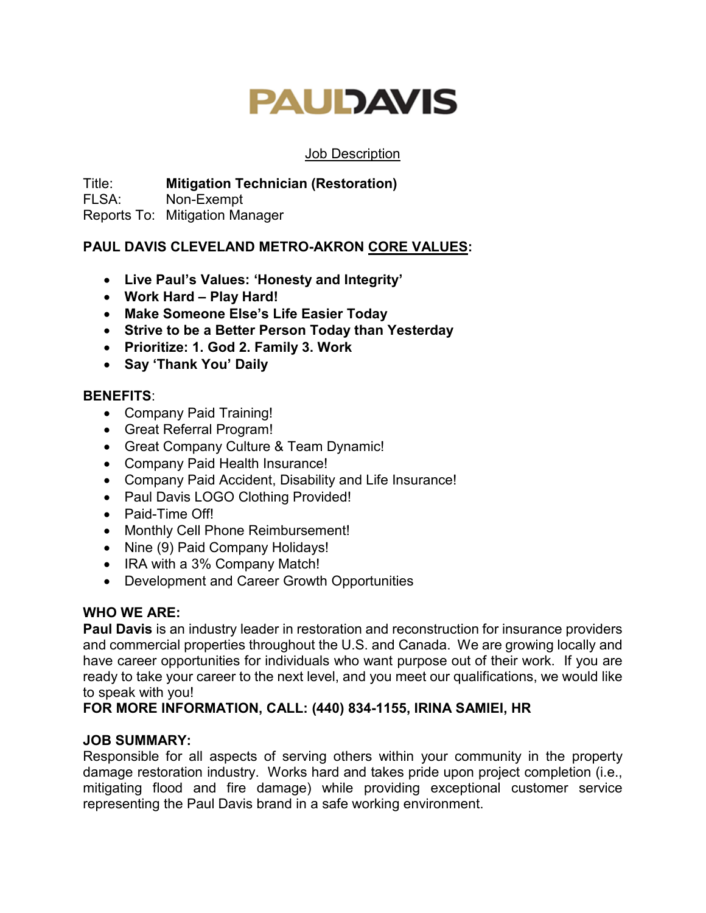# PAULDAVIS

<u>Job Description</u>

Title: **Mitigation Technician (Restoration)**
FLSA: Non-Exempt
Reports To: Mitigation Manager

**PAUL DAVIS CLEVELAND METRO-AKRON <u>CORE VALUES</u>:**

- **Live Paul's Values: 'Honesty and Integrity'**
- **Work Hard – Play Hard!**
- **Make Someone Else's Life Easier Today**
- **Strive to be a Better Person Today than Yesterday**
- **Prioritize: 1. God 2. Family 3. Work**
- **Say 'Thank You' Daily**

**BENEFITS**:

- Company Paid Training!
- Great Referral Program!
- Great Company Culture & Team Dynamic!
- Company Paid Health Insurance!
- Company Paid Accident, Disability and Life Insurance!
- Paul Davis LOGO Clothing Provided!
- Paid-Time Off!
- Monthly Cell Phone Reimbursement!
- Nine (9) Paid Company Holidays!
- IRA with a 3% Company Match!
- Development and Career Growth Opportunities

**WHO WE ARE:**
**Paul Davis** is an industry leader in restoration and reconstruction for insurance providers and commercial properties throughout the U.S. and Canada. We are growing locally and have career opportunities for individuals who want purpose out of their work. If you are ready to take your career to the next level, and you meet our qualifications, we would like to speak with you!
**FOR MORE INFORMATION, CALL: (440) 834-1155, IRINA SAMIEI, HR**

**JOB SUMMARY:**
Responsible for all aspects of serving others within your community in the property damage restoration industry. Works hard and takes pride upon project completion (i.e., mitigating flood and fire damage) while providing exceptional customer service representing the Paul Davis brand in a safe working environment.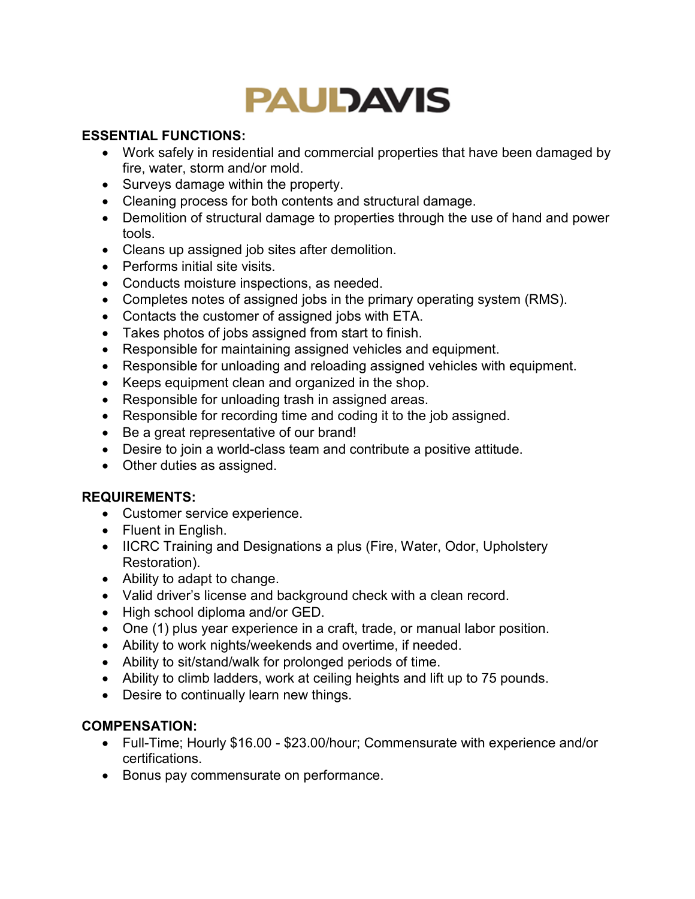# PAUL DAVIS

**ESSENTIAL FUNCTIONS:**

- Work safely in residential and commercial properties that have been damaged by fire, water, storm and/or mold.
- Surveys damage within the property.
- Cleaning process for both contents and structural damage.
- Demolition of structural damage to properties through the use of hand and power tools.
- Cleans up assigned job sites after demolition.
- Performs initial site visits.
- Conducts moisture inspections, as needed.
- Completes notes of assigned jobs in the primary operating system (RMS).
- Contacts the customer of assigned jobs with ETA.
- Takes photos of jobs assigned from start to finish.
- Responsible for maintaining assigned vehicles and equipment.
- Responsible for unloading and reloading assigned vehicles with equipment.
- Keeps equipment clean and organized in the shop.
- Responsible for unloading trash in assigned areas.
- Responsible for recording time and coding it to the job assigned.
- Be a great representative of our brand!
- Desire to join a world-class team and contribute a positive attitude.
- Other duties as assigned.

**REQUIREMENTS:**

- Customer service experience.
- Fluent in English.
- IICRC Training and Designations a plus (Fire, Water, Odor, Upholstery Restoration).
- Ability to adapt to change.
- Valid driver's license and background check with a clean record.
- High school diploma and/or GED.
- One (1) plus year experience in a craft, trade, or manual labor position.
- Ability to work nights/weekends and overtime, if needed.
- Ability to sit/stand/walk for prolonged periods of time.
- Ability to climb ladders, work at ceiling heights and lift up to 75 pounds.
- Desire to continually learn new things.

**COMPENSATION:**

- Full-Time; Hourly $16.00 - $23.00/hour; Commensurate with experience and/or certifications.
- Bonus pay commensurate on performance.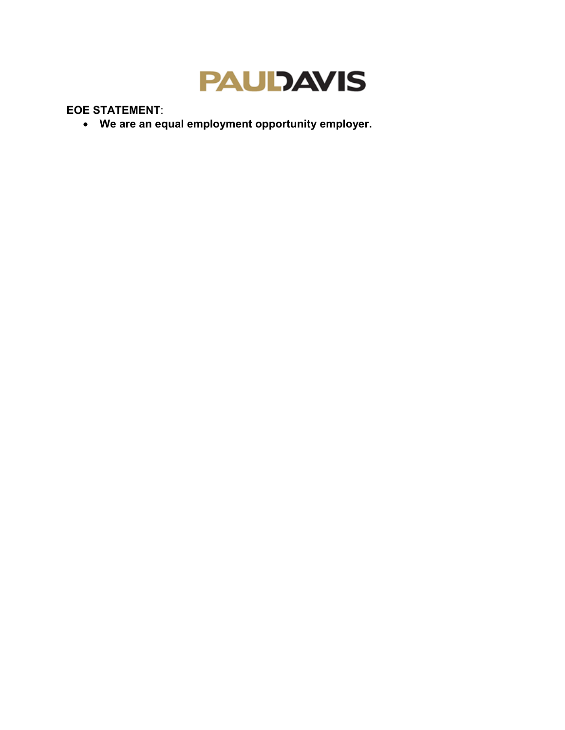PAULDAVIS

**EOE STATEMENT**:

- **We are an equal employment opportunity employer.**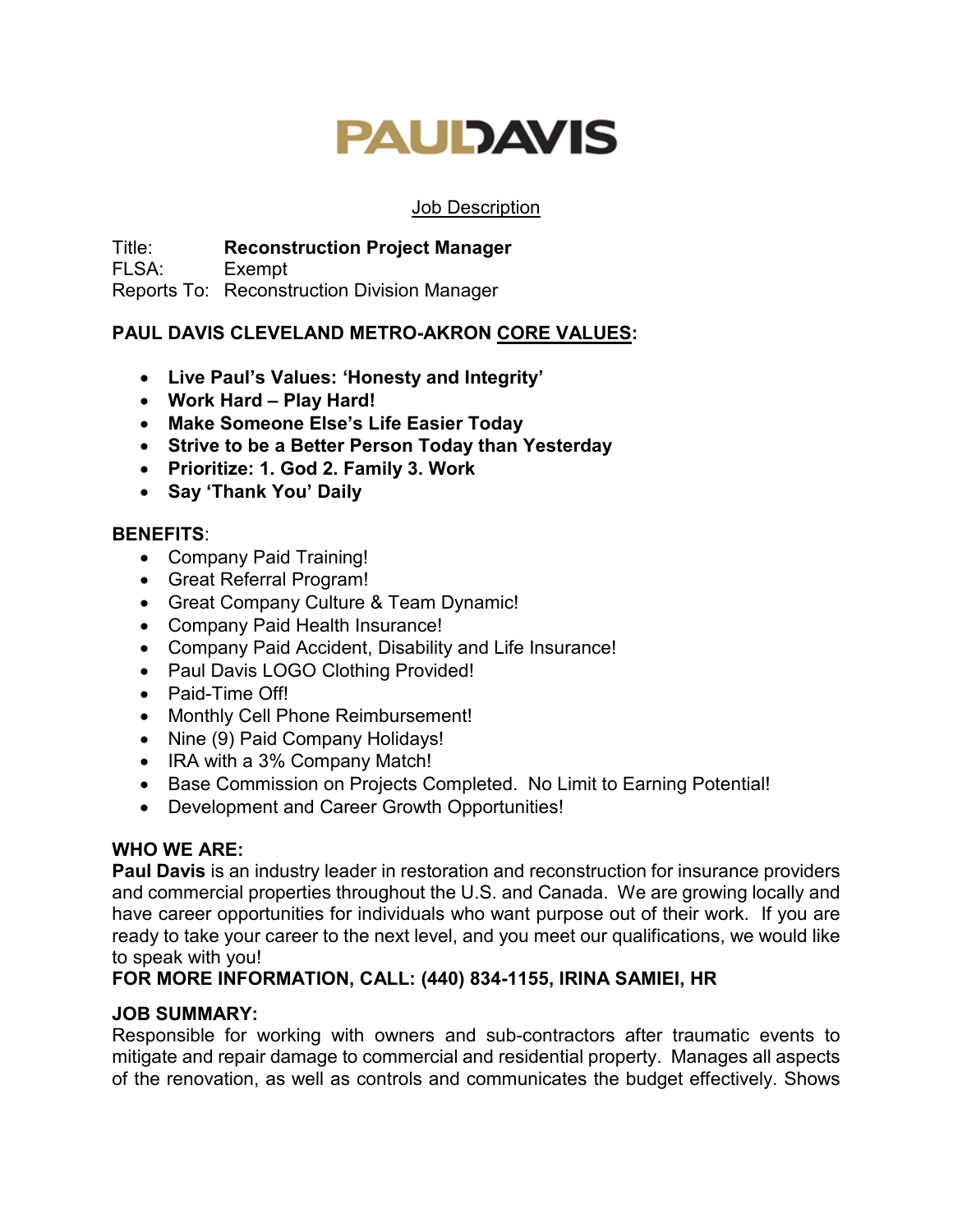# PAULDAVIS

<u>Job Description</u>

Title: **Reconstruction Project Manager**
FLSA: Exempt
Reports To: Reconstruction Division Manager

**PAUL DAVIS CLEVELAND METRO-AKRON <u>CORE VALUES</u>:**

- **Live Paul's Values: 'Honesty and Integrity'**
- **Work Hard – Play Hard!**
- **Make Someone Else's Life Easier Today**
- **Strive to be a Better Person Today than Yesterday**
- **Prioritize: 1. God 2. Family 3. Work**
- **Say 'Thank You' Daily**

**BENEFITS**:

- Company Paid Training!
- Great Referral Program!
- Great Company Culture & Team Dynamic!
- Company Paid Health Insurance!
- Company Paid Accident, Disability and Life Insurance!
- Paul Davis LOGO Clothing Provided!
- Paid-Time Off!
- Monthly Cell Phone Reimbursement!
- Nine (9) Paid Company Holidays!
- IRA with a 3% Company Match!
- Base Commission on Projects Completed. No Limit to Earning Potential!
- Development and Career Growth Opportunities!

**WHO WE ARE:**
**Paul Davis** is an industry leader in restoration and reconstruction for insurance providers and commercial properties throughout the U.S. and Canada. We are growing locally and have career opportunities for individuals who want purpose out of their work. If you are ready to take your career to the next level, and you meet our qualifications, we would like to speak with you!
**FOR MORE INFORMATION, CALL: (440) 834-1155, IRINA SAMIEI, HR**

**JOB SUMMARY:**
Responsible for working with owners and sub-contractors after traumatic events to mitigate and repair damage to commercial and residential property. Manages all aspects of the renovation, as well as controls and communicates the budget effectively. Shows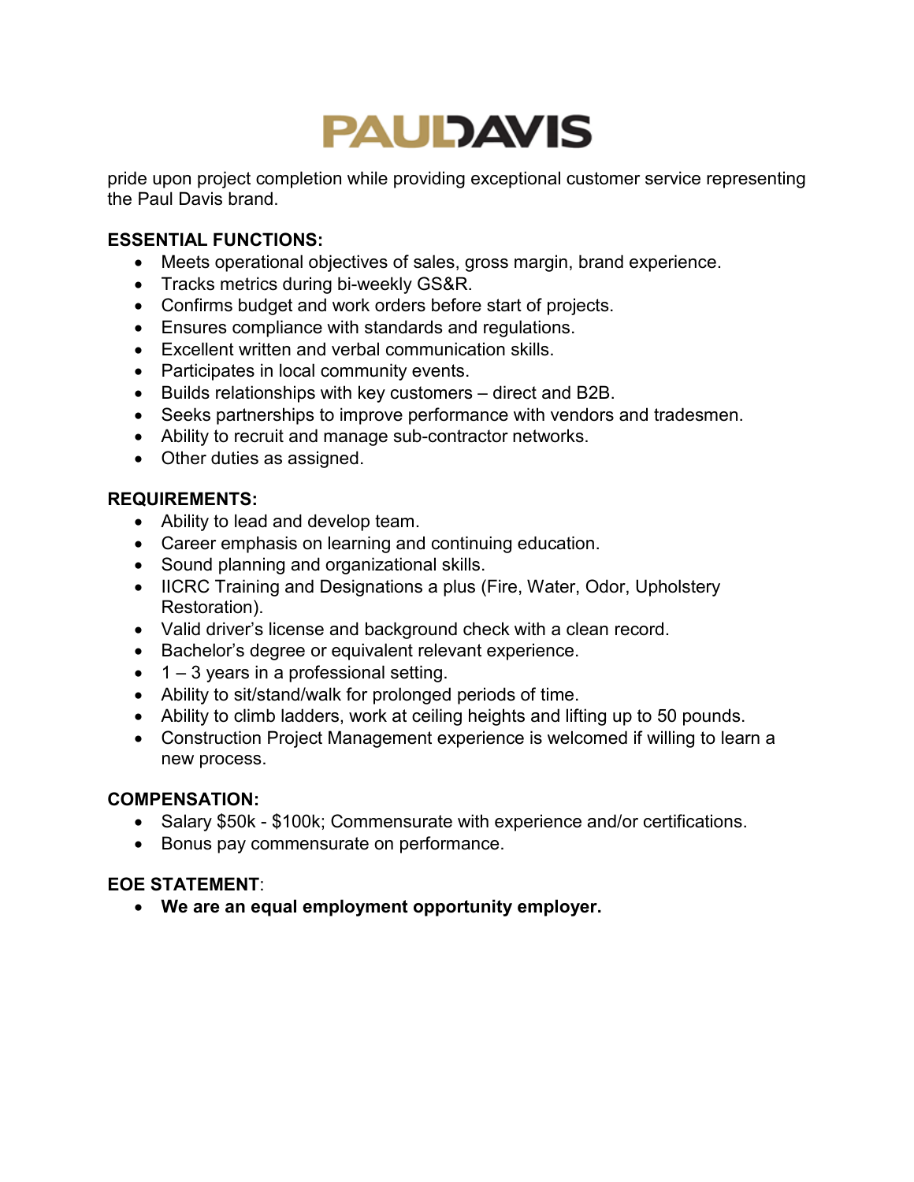PAULDAVIS

pride upon project completion while providing exceptional customer service representing the Paul Davis brand.

**ESSENTIAL FUNCTIONS:**

- Meets operational objectives of sales, gross margin, brand experience.
- Tracks metrics during bi-weekly GS&R.
- Confirms budget and work orders before start of projects.
- Ensures compliance with standards and regulations.
- Excellent written and verbal communication skills.
- Participates in local community events.
- Builds relationships with key customers – direct and B2B.
- Seeks partnerships to improve performance with vendors and tradesmen.
- Ability to recruit and manage sub-contractor networks.
- Other duties as assigned.

**REQUIREMENTS:**

- Ability to lead and develop team.
- Career emphasis on learning and continuing education.
- Sound planning and organizational skills.
- IICRC Training and Designations a plus (Fire, Water, Odor, Upholstery Restoration).
- Valid driver's license and background check with a clean record.
- Bachelor's degree or equivalent relevant experience.
- 1 – 3 years in a professional setting.
- Ability to sit/stand/walk for prolonged periods of time.
- Ability to climb ladders, work at ceiling heights and lifting up to 50 pounds.
- Construction Project Management experience is welcomed if willing to learn a new process.

**COMPENSATION:**

- Salary $50k - $100k; Commensurate with experience and/or certifications.
- Bonus pay commensurate on performance.

**EOE STATEMENT**:

- **We are an equal employment opportunity employer.**